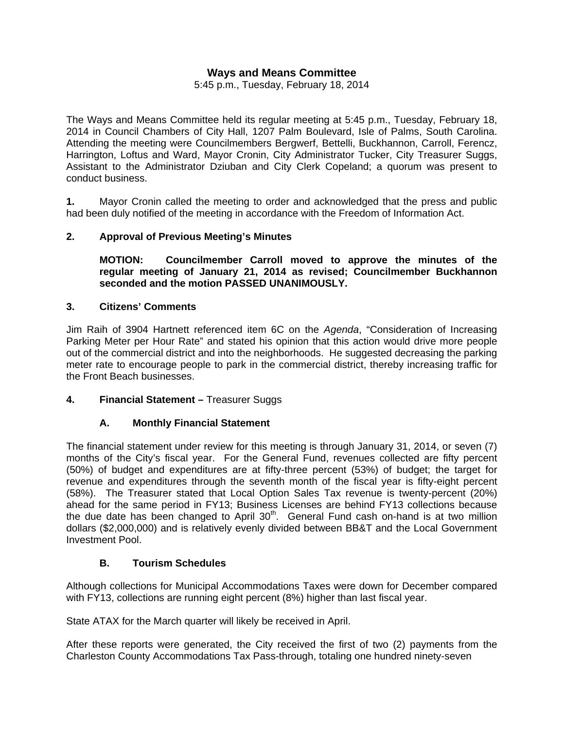# Ways and Means Committee

5:45 p.m., Tuesday, February 18, 2014

The Ways and Means Committee held its regular meeting at 5:45 p.m., Tuesday, February 18, 2014 in Council Chambers of City Hall, 1207 Palm Boulevard, Isle of Palms, South Carolina. Attending the meeting were Councilmembers Bergwerf, Bettelli, Buckhannon, Carroll, Ferencz, Harrington, Loftus and Ward, Mayor Cronin, City Administrator Tucker, City Treasurer Suggs, Assistant to the Administrator Dziuban and City Clerk Copeland; a quorum was present to conduct business.

**1.** Mayor Cronin called the meeting to order and acknowledged that the press and public had been duly notified of the meeting in accordance with the Freedom of Information Act.

**2. Approval of Previous Meeting's Minutes**

**MOTION: Councilmember Carroll moved to approve the minutes of the regular meeting of January 21, 2014 as revised; Councilmember Buckhannon seconded and the motion PASSED UNANIMOUSLY.**

**3. Citizens' Comments**

Jim Raih of 3904 Hartnett referenced item 6C on the *Agenda*, "Consideration of Increasing Parking Meter per Hour Rate" and stated his opinion that this action would drive more people out of the commercial district and into the neighborhoods. He suggested decreasing the parking meter rate to encourage people to park in the commercial district, thereby increasing traffic for the Front Beach businesses.

**4. Financial Statement –** Treasurer Suggs

**A. Monthly Financial Statement**

The financial statement under review for this meeting is through January 31, 2014, or seven (7) months of the City's fiscal year. For the General Fund, revenues collected are fifty percent (50%) of budget and expenditures are at fifty-three percent (53%) of budget; the target for revenue and expenditures through the seventh month of the fiscal year is fifty-eight percent (58%). The Treasurer stated that Local Option Sales Tax revenue is twenty-percent (20%) ahead for the same period in FY13; Business Licenses are behind FY13 collections because the due date has been changed to April 30th. General Fund cash on-hand is at two million dollars ($2,000,000) and is relatively evenly divided between BB&T and the Local Government Investment Pool.

**B. Tourism Schedules**

Although collections for Municipal Accommodations Taxes were down for December compared with FY13, collections are running eight percent (8%) higher than last fiscal year.

State ATAX for the March quarter will likely be received in April.

After these reports were generated, the City received the first of two (2) payments from the Charleston County Accommodations Tax Pass-through, totaling one hundred ninety-seven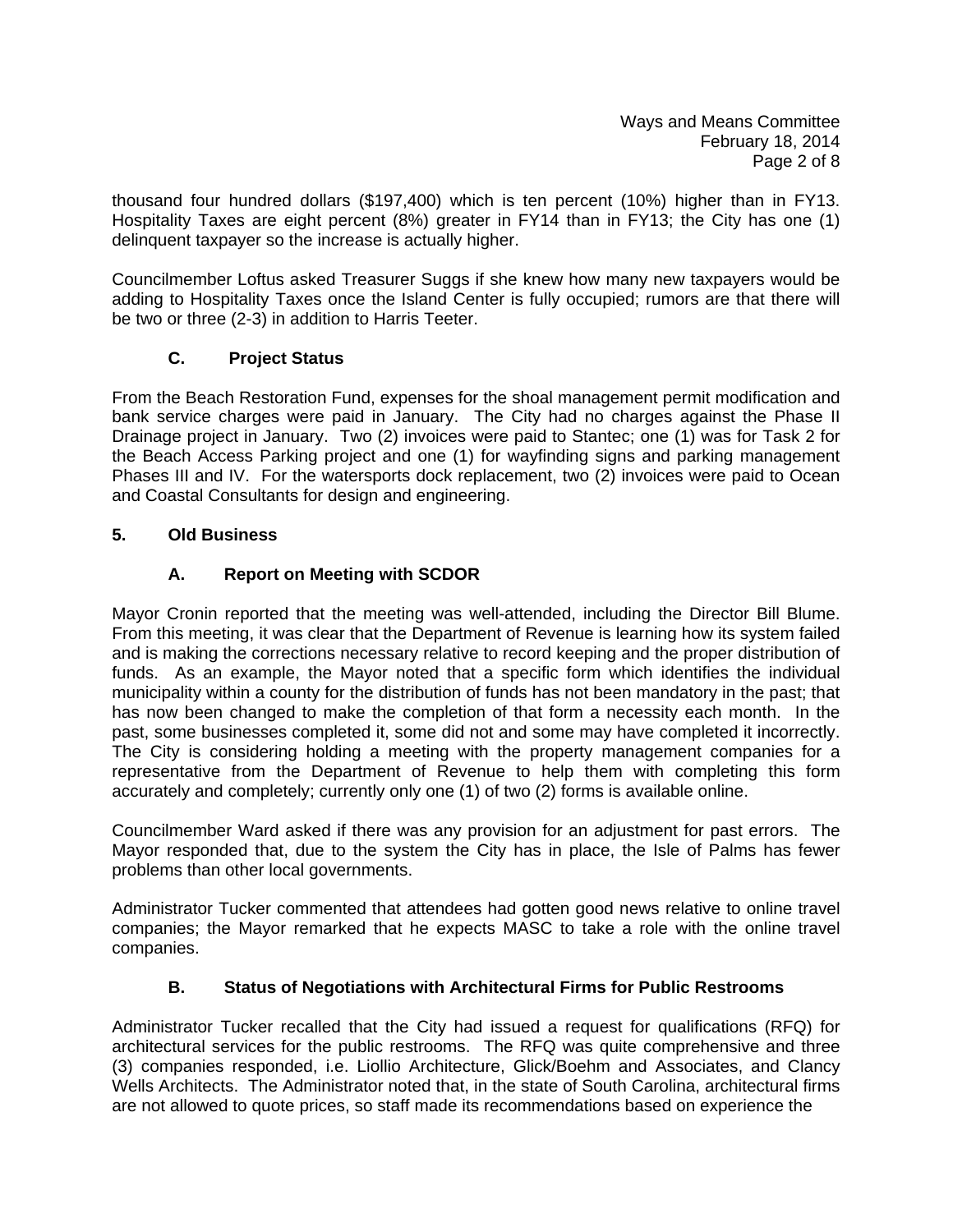thousand four hundred dollars ($197,400) which is ten percent (10%) higher than in FY13. Hospitality Taxes are eight percent (8%) greater in FY14 than in FY13; the City has one (1) delinquent taxpayer so the increase is actually higher.

Councilmember Loftus asked Treasurer Suggs if she knew how many new taxpayers would be adding to Hospitality Taxes once the Island Center is fully occupied; rumors are that there will be two or three (2-3) in addition to Harris Teeter.

### C. Project Status

From the Beach Restoration Fund, expenses for the shoal management permit modification and bank service charges were paid in January. The City had no charges against the Phase II Drainage project in January. Two (2) invoices were paid to Stantec; one (1) was for Task 2 for the Beach Access Parking project and one (1) for wayfinding signs and parking management Phases III and IV. For the watersports dock replacement, two (2) invoices were paid to Ocean and Coastal Consultants for design and engineering.

## 5. Old Business

### A. Report on Meeting with SCDOR

Mayor Cronin reported that the meeting was well-attended, including the Director Bill Blume. From this meeting, it was clear that the Department of Revenue is learning how its system failed and is making the corrections necessary relative to record keeping and the proper distribution of funds. As an example, the Mayor noted that a specific form which identifies the individual municipality within a county for the distribution of funds has not been mandatory in the past; that has now been changed to make the completion of that form a necessity each month. In the past, some businesses completed it, some did not and some may have completed it incorrectly. The City is considering holding a meeting with the property management companies for a representative from the Department of Revenue to help them with completing this form accurately and completely; currently only one (1) of two (2) forms is available online.

Councilmember Ward asked if there was any provision for an adjustment for past errors. The Mayor responded that, due to the system the City has in place, the Isle of Palms has fewer problems than other local governments.

Administrator Tucker commented that attendees had gotten good news relative to online travel companies; the Mayor remarked that he expects MASC to take a role with the online travel companies.

### B. Status of Negotiations with Architectural Firms for Public Restrooms

Administrator Tucker recalled that the City had issued a request for qualifications (RFQ) for architectural services for the public restrooms. The RFQ was quite comprehensive and three (3) companies responded, i.e. Liollio Architecture, Glick/Boehm and Associates, and Clancy Wells Architects. The Administrator noted that, in the state of South Carolina, architectural firms are not allowed to quote prices, so staff made its recommendations based on experience the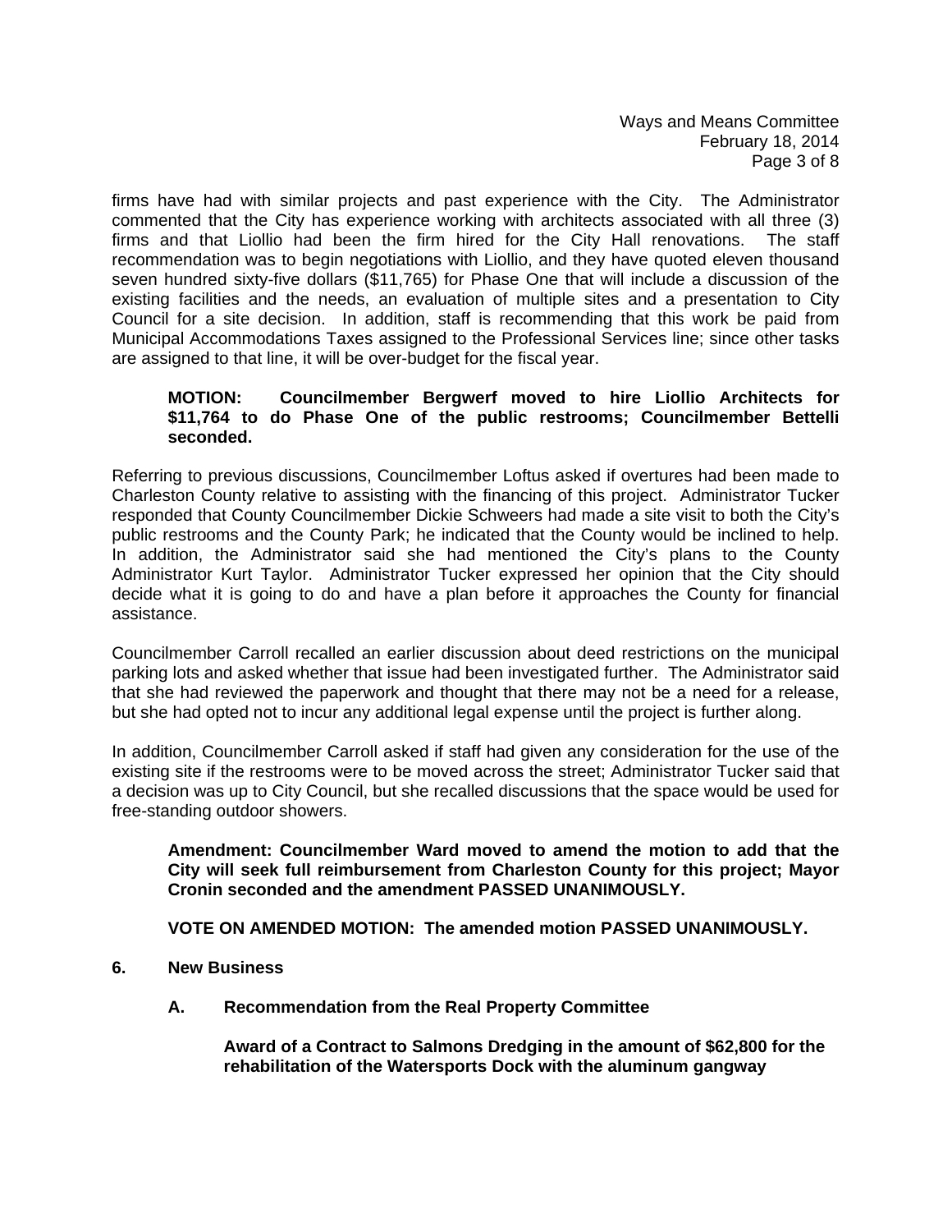firms have had with similar projects and past experience with the City. The Administrator commented that the City has experience working with architects associated with all three (3) firms and that Liollio had been the firm hired for the City Hall renovations. The staff recommendation was to begin negotiations with Liollio, and they have quoted eleven thousand seven hundred sixty-five dollars ($11,765) for Phase One that will include a discussion of the existing facilities and the needs, an evaluation of multiple sites and a presentation to City Council for a site decision. In addition, staff is recommending that this work be paid from Municipal Accommodations Taxes assigned to the Professional Services line; since other tasks are assigned to that line, it will be over-budget for the fiscal year.

**MOTION: Councilmember Bergwerf moved to hire Liollio Architects for $11,764 to do Phase One of the public restrooms; Councilmember Bettelli seconded.**

Referring to previous discussions, Councilmember Loftus asked if overtures had been made to Charleston County relative to assisting with the financing of this project. Administrator Tucker responded that County Councilmember Dickie Schweers had made a site visit to both the City's public restrooms and the County Park; he indicated that the County would be inclined to help. In addition, the Administrator said she had mentioned the City's plans to the County Administrator Kurt Taylor. Administrator Tucker expressed her opinion that the City should decide what it is going to do and have a plan before it approaches the County for financial assistance.

Councilmember Carroll recalled an earlier discussion about deed restrictions on the municipal parking lots and asked whether that issue had been investigated further. The Administrator said that she had reviewed the paperwork and thought that there may not be a need for a release, but she had opted not to incur any additional legal expense until the project is further along.

In addition, Councilmember Carroll asked if staff had given any consideration for the use of the existing site if the restrooms were to be moved across the street; Administrator Tucker said that a decision was up to City Council, but she recalled discussions that the space would be used for free-standing outdoor showers.

**Amendment: Councilmember Ward moved to amend the motion to add that the City will seek full reimbursement from Charleston County for this project; Mayor Cronin seconded and the amendment PASSED UNANIMOUSLY.**

**VOTE ON AMENDED MOTION: The amended motion PASSED UNANIMOUSLY.**

**6. New Business**

**A. Recommendation from the Real Property Committee**

**Award of a Contract to Salmons Dredging in the amount of $62,800 for the rehabilitation of the Watersports Dock with the aluminum gangway**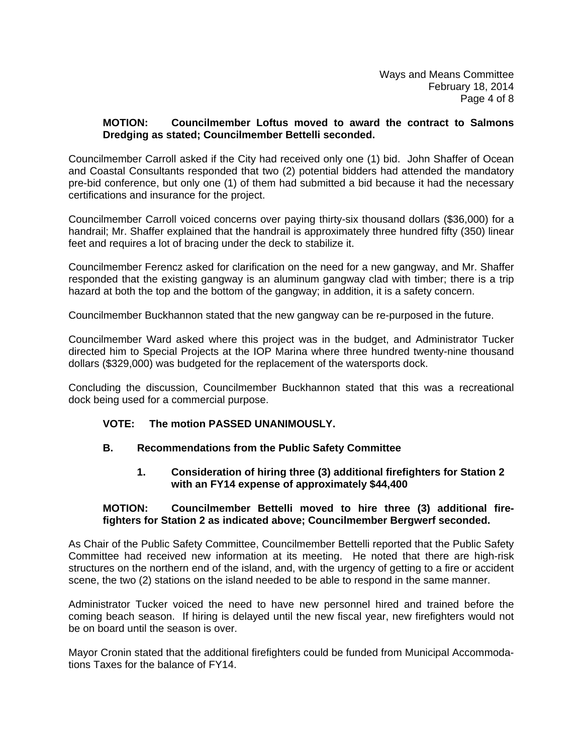**MOTION: Councilmember Loftus moved to award the contract to Salmons Dredging as stated; Councilmember Bettelli seconded.**

Councilmember Carroll asked if the City had received only one (1) bid. John Shaffer of Ocean and Coastal Consultants responded that two (2) potential bidders had attended the mandatory pre-bid conference, but only one (1) of them had submitted a bid because it had the necessary certifications and insurance for the project.

Councilmember Carroll voiced concerns over paying thirty-six thousand dollars ($36,000) for a handrail; Mr. Shaffer explained that the handrail is approximately three hundred fifty (350) linear feet and requires a lot of bracing under the deck to stabilize it.

Councilmember Ferencz asked for clarification on the need for a new gangway, and Mr. Shaffer responded that the existing gangway is an aluminum gangway clad with timber; there is a trip hazard at both the top and the bottom of the gangway; in addition, it is a safety concern.

Councilmember Buckhannon stated that the new gangway can be re-purposed in the future.

Councilmember Ward asked where this project was in the budget, and Administrator Tucker directed him to Special Projects at the IOP Marina where three hundred twenty-nine thousand dollars ($329,000) was budgeted for the replacement of the watersports dock.

Concluding the discussion, Councilmember Buckhannon stated that this was a recreational dock being used for a commercial purpose.

**VOTE: The motion PASSED UNANIMOUSLY.**

**B. Recommendations from the Public Safety Committee**

**1. Consideration of hiring three (3) additional firefighters for Station 2 with an FY14 expense of approximately $44,400**

**MOTION: Councilmember Bettelli moved to hire three (3) additional fire-fighters for Station 2 as indicated above; Councilmember Bergwerf seconded.**

As Chair of the Public Safety Committee, Councilmember Bettelli reported that the Public Safety Committee had received new information at its meeting. He noted that there are high-risk structures on the northern end of the island, and, with the urgency of getting to a fire or accident scene, the two (2) stations on the island needed to be able to respond in the same manner.

Administrator Tucker voiced the need to have new personnel hired and trained before the coming beach season. If hiring is delayed until the new fiscal year, new firefighters would not be on board until the season is over.

Mayor Cronin stated that the additional firefighters could be funded from Municipal Accommodations Taxes for the balance of FY14.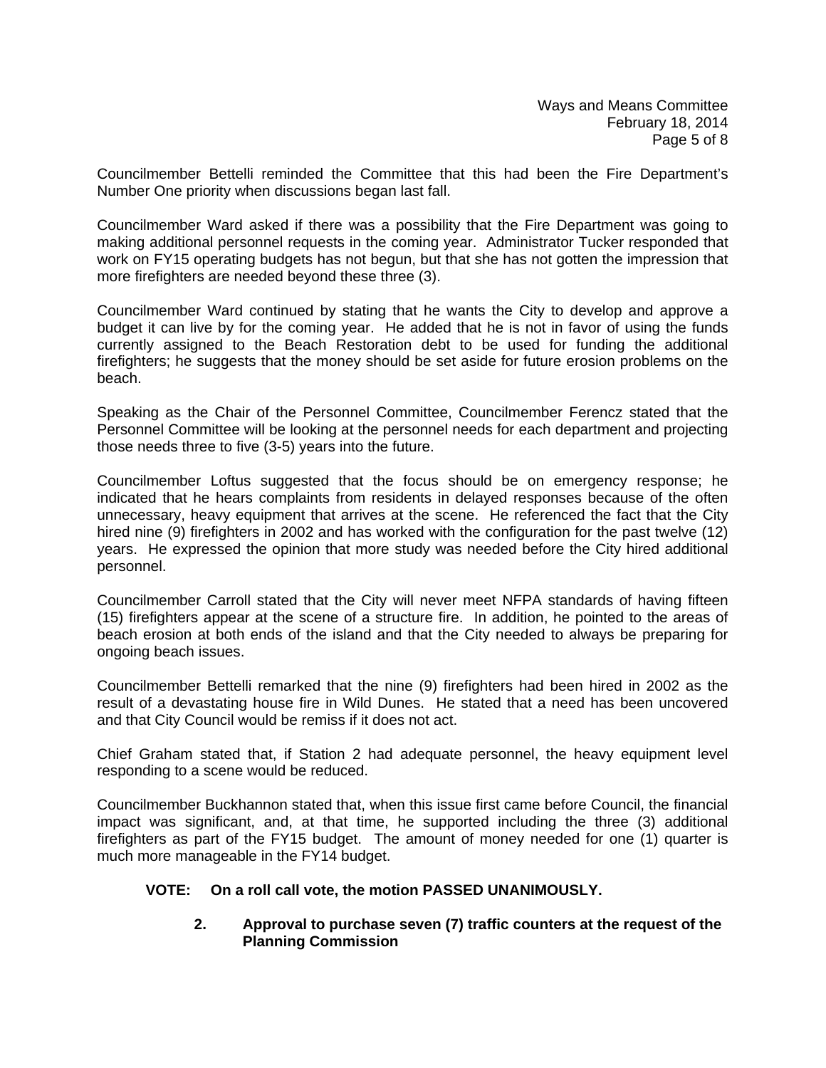Councilmember Bettelli reminded the Committee that this had been the Fire Department's Number One priority when discussions began last fall.

Councilmember Ward asked if there was a possibility that the Fire Department was going to making additional personnel requests in the coming year. Administrator Tucker responded that work on FY15 operating budgets has not begun, but that she has not gotten the impression that more firefighters are needed beyond these three (3).

Councilmember Ward continued by stating that he wants the City to develop and approve a budget it can live by for the coming year. He added that he is not in favor of using the funds currently assigned to the Beach Restoration debt to be used for funding the additional firefighters; he suggests that the money should be set aside for future erosion problems on the beach.

Speaking as the Chair of the Personnel Committee, Councilmember Ferencz stated that the Personnel Committee will be looking at the personnel needs for each department and projecting those needs three to five (3-5) years into the future.

Councilmember Loftus suggested that the focus should be on emergency response; he indicated that he hears complaints from residents in delayed responses because of the often unnecessary, heavy equipment that arrives at the scene. He referenced the fact that the City hired nine (9) firefighters in 2002 and has worked with the configuration for the past twelve (12) years. He expressed the opinion that more study was needed before the City hired additional personnel.

Councilmember Carroll stated that the City will never meet NFPA standards of having fifteen (15) firefighters appear at the scene of a structure fire. In addition, he pointed to the areas of beach erosion at both ends of the island and that the City needed to always be preparing for ongoing beach issues.

Councilmember Bettelli remarked that the nine (9) firefighters had been hired in 2002 as the result of a devastating house fire in Wild Dunes. He stated that a need has been uncovered and that City Council would be remiss if it does not act.

Chief Graham stated that, if Station 2 had adequate personnel, the heavy equipment level responding to a scene would be reduced.

Councilmember Buckhannon stated that, when this issue first came before Council, the financial impact was significant, and, at that time, he supported including the three (3) additional firefighters as part of the FY15 budget. The amount of money needed for one (1) quarter is much more manageable in the FY14 budget.

**VOTE: On a roll call vote, the motion PASSED UNANIMOUSLY.**

**2. Approval to purchase seven (7) traffic counters at the request of the Planning Commission**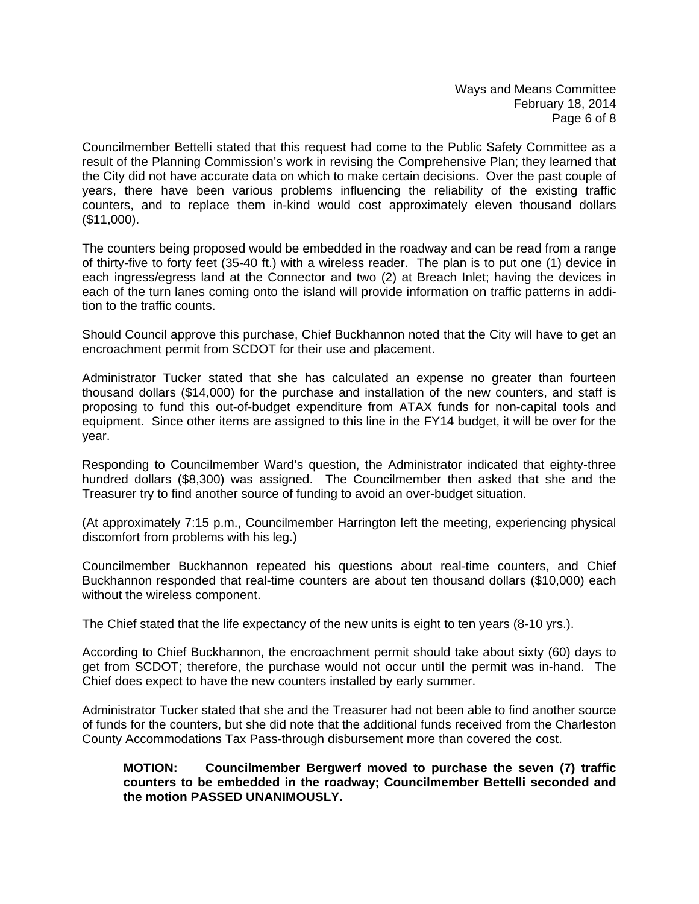Councilmember Bettelli stated that this request had come to the Public Safety Committee as a result of the Planning Commission's work in revising the Comprehensive Plan; they learned that the City did not have accurate data on which to make certain decisions. Over the past couple of years, there have been various problems influencing the reliability of the existing traffic counters, and to replace them in-kind would cost approximately eleven thousand dollars ($11,000).

The counters being proposed would be embedded in the roadway and can be read from a range of thirty-five to forty feet (35-40 ft.) with a wireless reader. The plan is to put one (1) device in each ingress/egress land at the Connector and two (2) at Breach Inlet; having the devices in each of the turn lanes coming onto the island will provide information on traffic patterns in addition to the traffic counts.

Should Council approve this purchase, Chief Buckhannon noted that the City will have to get an encroachment permit from SCDOT for their use and placement.

Administrator Tucker stated that she has calculated an expense no greater than fourteen thousand dollars ($14,000) for the purchase and installation of the new counters, and staff is proposing to fund this out-of-budget expenditure from ATAX funds for non-capital tools and equipment. Since other items are assigned to this line in the FY14 budget, it will be over for the year.

Responding to Councilmember Ward's question, the Administrator indicated that eighty-three hundred dollars ($8,300) was assigned. The Councilmember then asked that she and the Treasurer try to find another source of funding to avoid an over-budget situation.

(At approximately 7:15 p.m., Councilmember Harrington left the meeting, experiencing physical discomfort from problems with his leg.)

Councilmember Buckhannon repeated his questions about real-time counters, and Chief Buckhannon responded that real-time counters are about ten thousand dollars ($10,000) each without the wireless component.

The Chief stated that the life expectancy of the new units is eight to ten years (8-10 yrs.).

According to Chief Buckhannon, the encroachment permit should take about sixty (60) days to get from SCDOT; therefore, the purchase would not occur until the permit was in-hand. The Chief does expect to have the new counters installed by early summer.

Administrator Tucker stated that she and the Treasurer had not been able to find another source of funds for the counters, but she did note that the additional funds received from the Charleston County Accommodations Tax Pass-through disbursement more than covered the cost.

> **MOTION: Councilmember Bergwerf moved to purchase the seven (7) traffic counters to be embedded in the roadway; Councilmember Bettelli seconded and the motion PASSED UNANIMOUSLY.**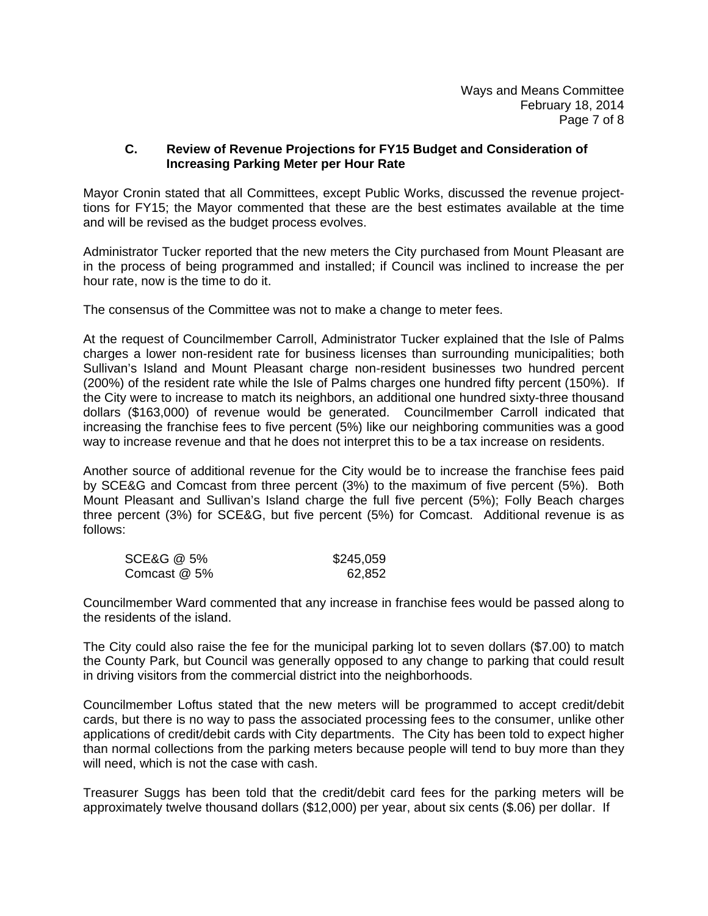### C. Review of Revenue Projections for FY15 Budget and Consideration of Increasing Parking Meter per Hour Rate

Mayor Cronin stated that all Committees, except Public Works, discussed the revenue projections for FY15; the Mayor commented that these are the best estimates available at the time and will be revised as the budget process evolves.

Administrator Tucker reported that the new meters the City purchased from Mount Pleasant are in the process of being programmed and installed; if Council was inclined to increase the per hour rate, now is the time to do it.

The consensus of the Committee was not to make a change to meter fees.

At the request of Councilmember Carroll, Administrator Tucker explained that the Isle of Palms charges a lower non-resident rate for business licenses than surrounding municipalities; both Sullivan's Island and Mount Pleasant charge non-resident businesses two hundred percent (200%) of the resident rate while the Isle of Palms charges one hundred fifty percent (150%). If the City were to increase to match its neighbors, an additional one hundred sixty-three thousand dollars ($163,000) of revenue would be generated. Councilmember Carroll indicated that increasing the franchise fees to five percent (5%) like our neighboring communities was a good way to increase revenue and that he does not interpret this to be a tax increase on residents.

Another source of additional revenue for the City would be to increase the franchise fees paid by SCE&G and Comcast from three percent (3%) to the maximum of five percent (5%). Both Mount Pleasant and Sullivan's Island charge the full five percent (5%); Folly Beach charges three percent (3%) for SCE&G, but five percent (5%) for Comcast. Additional revenue is as follows:

| | |
|---|---|
| SCE&G @ 5% | $245,059 |
| Comcast @ 5% | 62,852 |

Councilmember Ward commented that any increase in franchise fees would be passed along to the residents of the island.

The City could also raise the fee for the municipal parking lot to seven dollars ($7.00) to match the County Park, but Council was generally opposed to any change to parking that could result in driving visitors from the commercial district into the neighborhoods.

Councilmember Loftus stated that the new meters will be programmed to accept credit/debit cards, but there is no way to pass the associated processing fees to the consumer, unlike other applications of credit/debit cards with City departments. The City has been told to expect higher than normal collections from the parking meters because people will tend to buy more than they will need, which is not the case with cash.

Treasurer Suggs has been told that the credit/debit card fees for the parking meters will be approximately twelve thousand dollars ($12,000) per year, about six cents ($.06) per dollar. If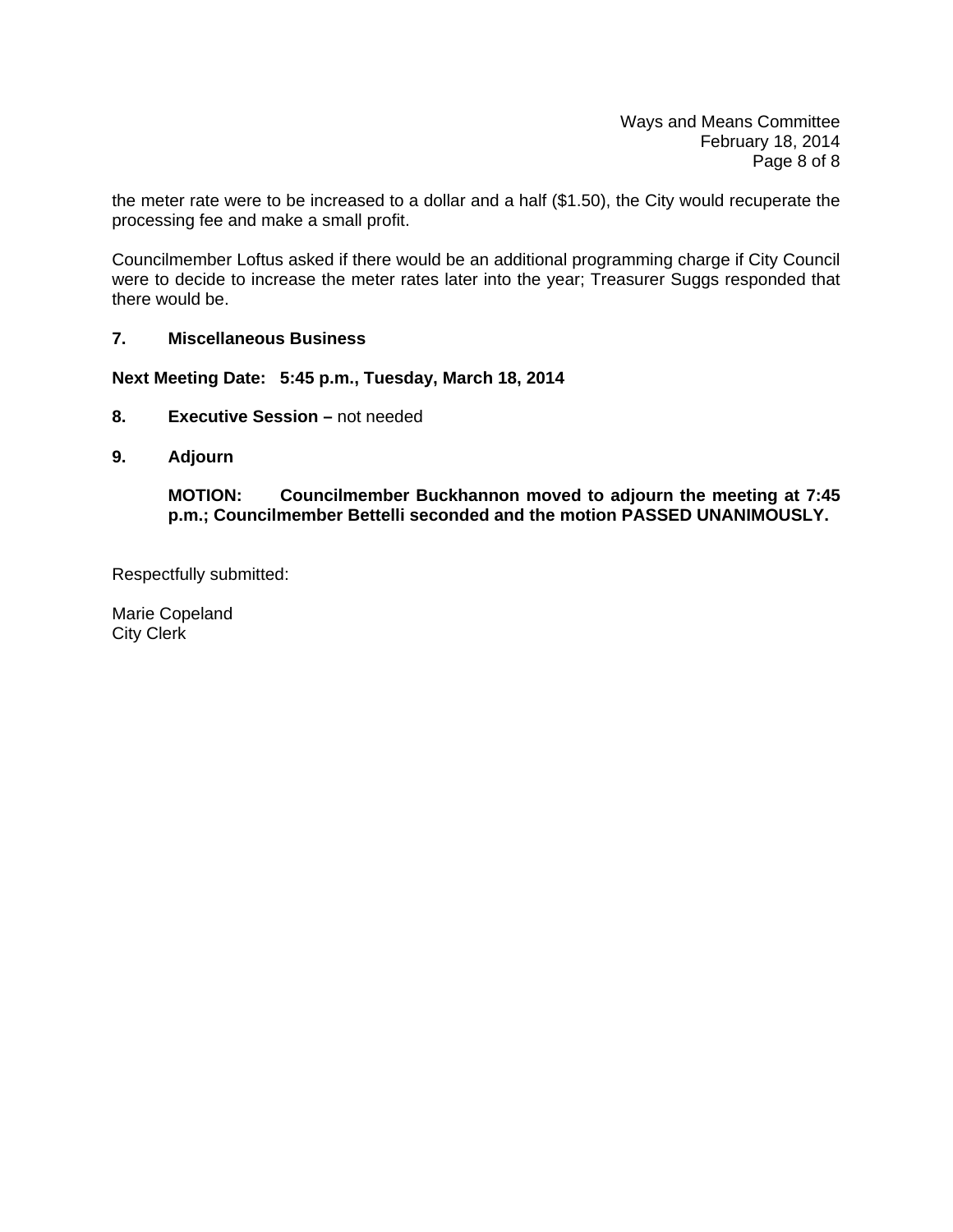the meter rate were to be increased to a dollar and a half ($1.50), the City would recuperate the processing fee and make a small profit.

Councilmember Loftus asked if there would be an additional programming charge if City Council were to decide to increase the meter rates later into the year; Treasurer Suggs responded that there would be.

**7. Miscellaneous Business**

**Next Meeting Date: 5:45 p.m., Tuesday, March 18, 2014**

**8. Executive Session –** not needed

**9. Adjourn**

**MOTION: Councilmember Buckhannon moved to adjourn the meeting at 7:45 p.m.; Councilmember Bettelli seconded and the motion PASSED UNANIMOUSLY.**

Respectfully submitted:

Marie Copeland
City Clerk